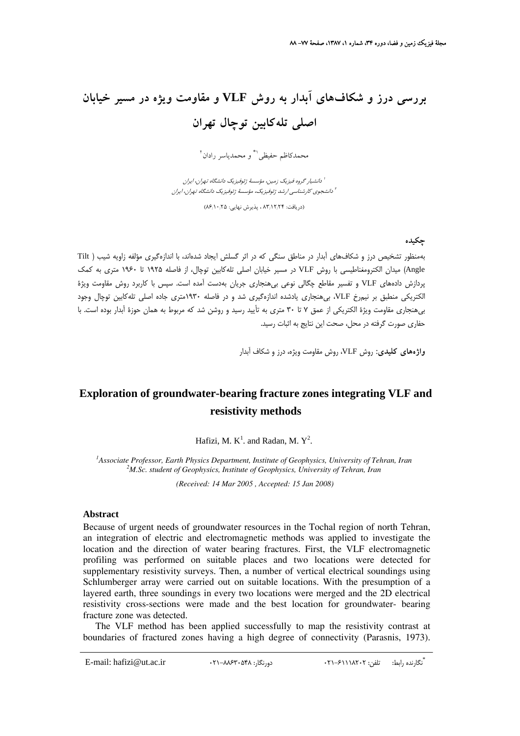# بررسی درز و شکاف‌های آبدار به روش VLF و مقاومت ویژه در مسیر خیابان اصلی تله‌کابین توچال تهران

محمدکاظم حفیظی[1*] و محمدیاسر رادان[2]

[1] دانشیار گروه فیزیک زمین، مؤسسهٔ ژئوفیزیک دانشگاه تهران، ایران
[2] دانشجوی کارشناسی ارشد ژئوفیزیک، مؤسسهٔ ژئوفیزیک دانشگاه تهران، ایران

(دریافت: ۸۳/۱۲/۲۴ ، پذیرش نهایی: ۸۶/۱۰/۲۵)

## چکیده

به‌منظور تشخیص درز و شکاف‌های آبدار در مناطق سنگی که در اثر گسلش ایجاد شده‌اند، با اندازه‌گیری مؤلفه زاویه شیب (Tilt Angle) میدان الکترومغناطیسی با روش VLF در مسیر خیابان اصلی تله‌کابین توچال، از فاصله ۱۹۲۵ تا ۱۹۶۰ متری به کمک پردازش داده‌های VLF و تفسیر مقاطع چگالی نوعی بی‌هنجاری جریان به‌دست آمده است. سپس با کاربرد روش مقاومت ویژهٔ الکتریکی منطبق بر نیم‌رخ VLF، بی‌هنجاری یادشده اندازه‌گیری شد و در فاصله ۱۹۳۰متری جاده اصلی تله‌کابین توچال وجود بی‌هنجاری مقاومت ویژهٔ الکتریکی از عمق ۷ تا ۳۰ متری به تأیید رسید و روشن شد که مربوط به همان حوزهٔ آبدار بوده است. با حفاری صورت گرفته در محل، صحت این نتایج به اثبات رسید.

**واژه‌های کلیدی:** روش VLF، روش مقاومت ویژه، درز و شکاف آبدار

# Exploration of groundwater-bearing fracture zones integrating VLF and resistivity methods

Hafizi, M. K[1]. and Radan, M. Y[2].

[1]*Associate Professor, Earth Physics Department, Institute of Geophysics, University of Tehran, Iran*
[2]*M.Sc. student of Geophysics, Institute of Geophysics, University of Tehran, Iran*

*(Received: 14 Mar 2005 , Accepted: 15 Jan 2008)*

## Abstract

Because of urgent needs of groundwater resources in the Tochal region of north Tehran, an integration of electric and electromagnetic methods was applied to investigate the location and the direction of water bearing fractures. First, the VLF electromagnetic profiling was performed on suitable places and two locations were detected for supplementary resistivity surveys. Then, a number of vertical electrical soundings using Schlumberger array were carried out on suitable locations. With the presumption of a layered earth, three soundings in every two locations were merged and the 2D electrical resistivity cross-sections were made and the best location for groundwater- bearing fracture zone was detected.

The VLF method has been applied successfully to map the resistivity contrast at boundaries of fractured zones having a high degree of connectivity (Parasnis, 1973).

---

E-mail: hafizi@ut.ac.ir    دورنگار: ۸۸۶۳۰۵۴۸-۰۲۱    تلفن: ۶۱۱۱۸۲۰۲-۰۲۱    *نگارنده رابط: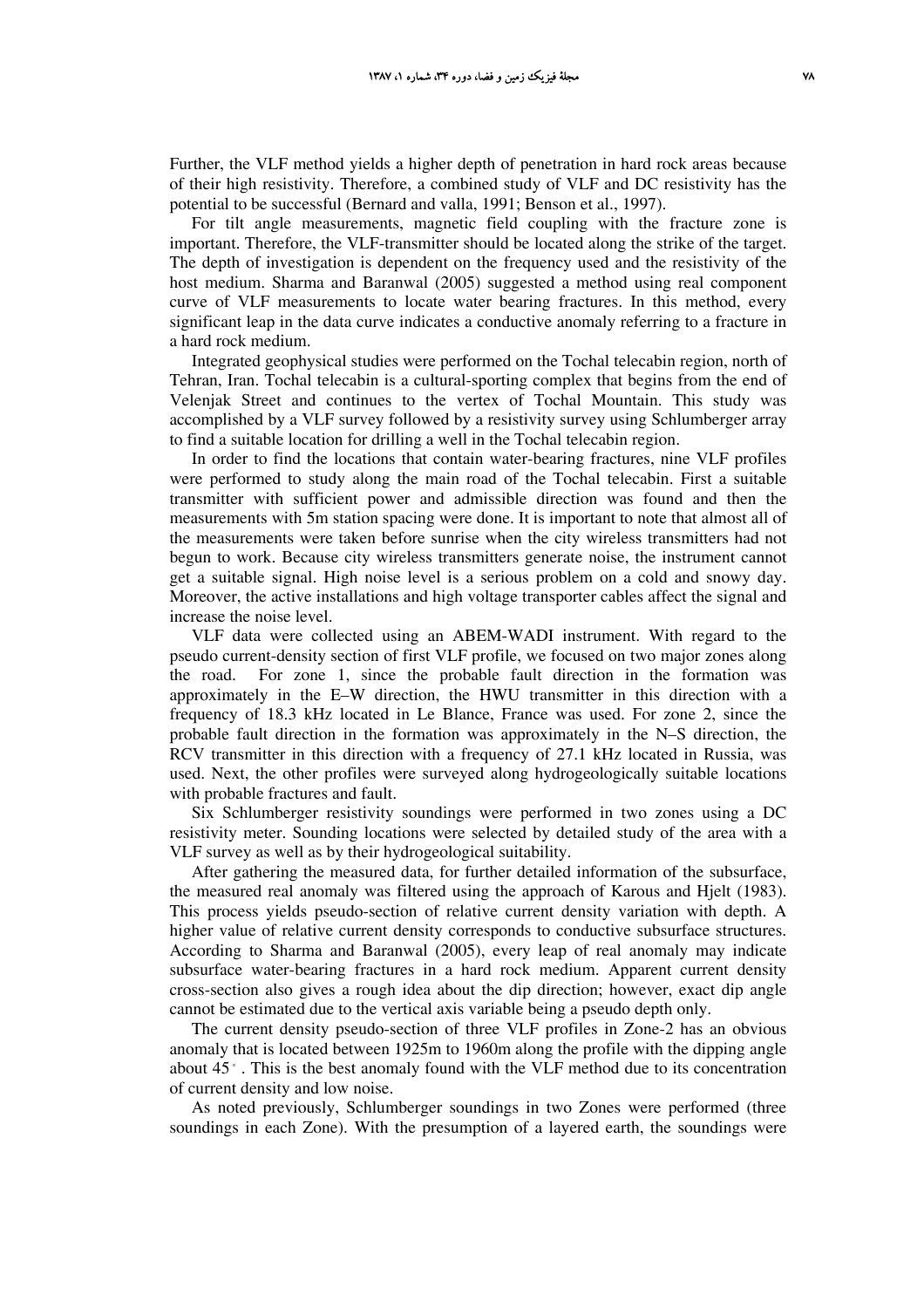Further, the VLF method yields a higher depth of penetration in hard rock areas because of their high resistivity. Therefore, a combined study of VLF and DC resistivity has the potential to be successful (Bernard and valla, 1991; Benson et al., 1997).

For tilt angle measurements, magnetic field coupling with the fracture zone is important. Therefore, the VLF-transmitter should be located along the strike of the target. The depth of investigation is dependent on the frequency used and the resistivity of the host medium. Sharma and Baranwal (2005) suggested a method using real component curve of VLF measurements to locate water bearing fractures. In this method, every significant leap in the data curve indicates a conductive anomaly referring to a fracture in a hard rock medium.

Integrated geophysical studies were performed on the Tochal telecabin region, north of Tehran, Iran. Tochal telecabin is a cultural-sporting complex that begins from the end of Velenjak Street and continues to the vertex of Tochal Mountain. This study was accomplished by a VLF survey followed by a resistivity survey using Schlumberger array to find a suitable location for drilling a well in the Tochal telecabin region.

In order to find the locations that contain water-bearing fractures, nine VLF profiles were performed to study along the main road of the Tochal telecabin. First a suitable transmitter with sufficient power and admissible direction was found and then the measurements with 5m station spacing were done. It is important to note that almost all of the measurements were taken before sunrise when the city wireless transmitters had not begun to work. Because city wireless transmitters generate noise, the instrument cannot get a suitable signal. High noise level is a serious problem on a cold and snowy day. Moreover, the active installations and high voltage transporter cables affect the signal and increase the noise level.

VLF data were collected using an ABEM-WADI instrument. With regard to the pseudo current-density section of first VLF profile, we focused on two major zones along the road. For zone 1, since the probable fault direction in the formation was approximately in the E–W direction, the HWU transmitter in this direction with a frequency of 18.3 kHz located in Le Blance, France was used. For zone 2, since the probable fault direction in the formation was approximately in the N–S direction, the RCV transmitter in this direction with a frequency of 27.1 kHz located in Russia, was used. Next, the other profiles were surveyed along hydrogeologically suitable locations with probable fractures and fault.

Six Schlumberger resistivity soundings were performed in two zones using a DC resistivity meter. Sounding locations were selected by detailed study of the area with a VLF survey as well as by their hydrogeological suitability.

After gathering the measured data, for further detailed information of the subsurface, the measured real anomaly was filtered using the approach of Karous and Hjelt (1983). This process yields pseudo-section of relative current density variation with depth. A higher value of relative current density corresponds to conductive subsurface structures. According to Sharma and Baranwal (2005), every leap of real anomaly may indicate subsurface water-bearing fractures in a hard rock medium. Apparent current density cross-section also gives a rough idea about the dip direction; however, exact dip angle cannot be estimated due to the vertical axis variable being a pseudo depth only.

The current density pseudo-section of three VLF profiles in Zone-2 has an obvious anomaly that is located between 1925m to 1960m along the profile with the dipping angle about 45°. This is the best anomaly found with the VLF method due to its concentration of current density and low noise.

As noted previously, Schlumberger soundings in two Zones were performed (three soundings in each Zone). With the presumption of a layered earth, the soundings were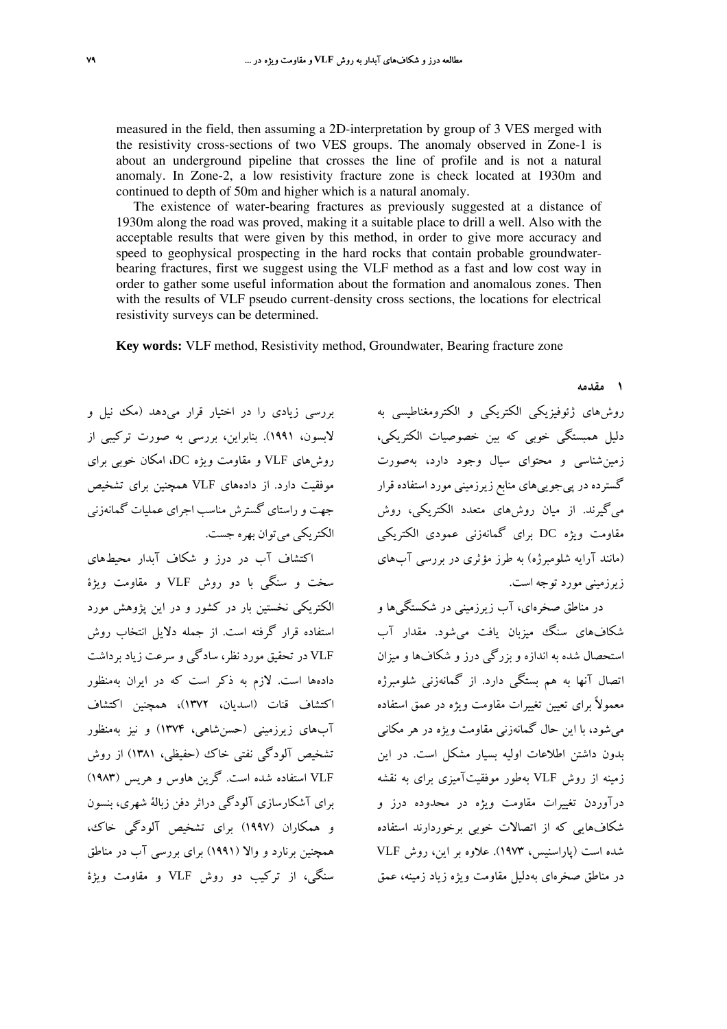measured in the field, then assuming a 2D-interpretation by group of 3 VES merged with the resistivity cross-sections of two VES groups. The anomaly observed in Zone-1 is about an underground pipeline that crosses the line of profile and is not a natural anomaly. In Zone-2, a low resistivity fracture zone is check located at 1930m and continued to depth of 50m and higher which is a natural anomaly.

The existence of water-bearing fractures as previously suggested at a distance of 1930m along the road was proved, making it a suitable place to drill a well. Also with the acceptable results that were given by this method, in order to give more accuracy and speed to geophysical prospecting in the hard rocks that contain probable groundwater-bearing fractures, first we suggest using the VLF method as a fast and low cost way in order to gather some useful information about the formation and anomalous zones. Then with the results of VLF pseudo current-density cross sections, the locations for electrical resistivity surveys can be determined.

**Key words:** VLF method, Resistivity method, Groundwater, Bearing fracture zone

## ۱ مقدمه

روش‌های ژئوفیزیکی الکتریکی و الکترومغناطیسی به دلیل همبستگی خوبی که بین خصوصیات الکتریکی، زمین‌شناسی و محتوای سیال وجود دارد، به‌صورت گسترده در پی‌جویی‌های منابع زیرزمینی مورد استفاده قرار می‌گیرند. از میان روش‌های متعدد الکتریکی، روش مقاومت ویژه DC برای گمانه‌زنی عمودی الکتریکی (مانند آرایه شلومبرژه) به طرز مؤثری در بررسی آب‌های زیرزمینی مورد توجه است.

در مناطق صخره‌ای، آب زیرزمینی در شکستگی‌ها و شکاف‌های سنگ میزبان یافت می‌شود. مقدار آب استحصال شده به اندازه و بزرگی درز و شکاف‌ها و میزان اتصال آنها به هم بستگی دارد. از گمانه‌زنی شلومبرژه معمولاً برای تعیین تغییرات مقاومت ویژه در عمق استفاده می‌شود، با این حال گمانه‌زنی مقاومت ویژه در هر مکانی بدون داشتن اطلاعات اولیه بسیار مشکل است. در این زمینه از روش VLF به‌طور موفقیت‌آمیزی برای به نقشه درآوردن تغییرات مقاومت ویژه در محدوده درز و شکاف‌هایی که از اتصالات خوبی برخوردارند استفاده شده است (پاراسنیس، ۱۹۷۳). علاوه بر این، روش VLF در مناطق صخره‌ای به‌دلیل مقاومت ویژه زیاد زمینه، عمق بررسی زیادی را در اختیار قرار می‌دهد (مک نیل و لابسون، ۱۹۹۱). بنابراین، بررسی به صورت ترکیبی از روش‌های VLF و مقاومت ویژه DC، امکان خوبی برای موفقیت دارد. از داده‌های VLF همچنین برای تشخیص جهت و راستای گسترش مناسب اجرای عملیات گمانه‌زنی الکتریکی می‌توان بهره جست.

اکتشاف آب در درز و شکاف آبدار محیط‌های سخت و سنگی با دو روش VLF و مقاومت ویژهٔ الکتریکی نخستین بار در کشور و در این پژوهش مورد استفاده قرار گرفته است. از جمله دلایل انتخاب روش VLF در تحقیق مورد نظر، سادگی و سرعت زیاد برداشت داده‌ها است. لازم به ذکر است که در ایران به‌منظور اکتشاف قنات (اسدیان، ۱۳۷۲)، همچنین اکتشاف آب‌های زیرزمینی (حسن‌شاهی، ۱۳۷۴) و نیز به‌منظور تشخیص آلودگی نفتی خاک (حفیظی، ۱۳۸۱) از روش VLF استفاده شده است. گرین هاوس و هریس (۱۹۸۳) برای آشکارسازی آلودگی دراثر دفن زبالهٔ شهری، بنسون و همکاران (۱۹۹۷) برای تشخیص آلودگی خاک، همچنین برنارد و والا (۱۹۹۱) برای بررسی آب در مناطق سنگی، از ترکیب دو روش VLF و مقاومت ویژهٔ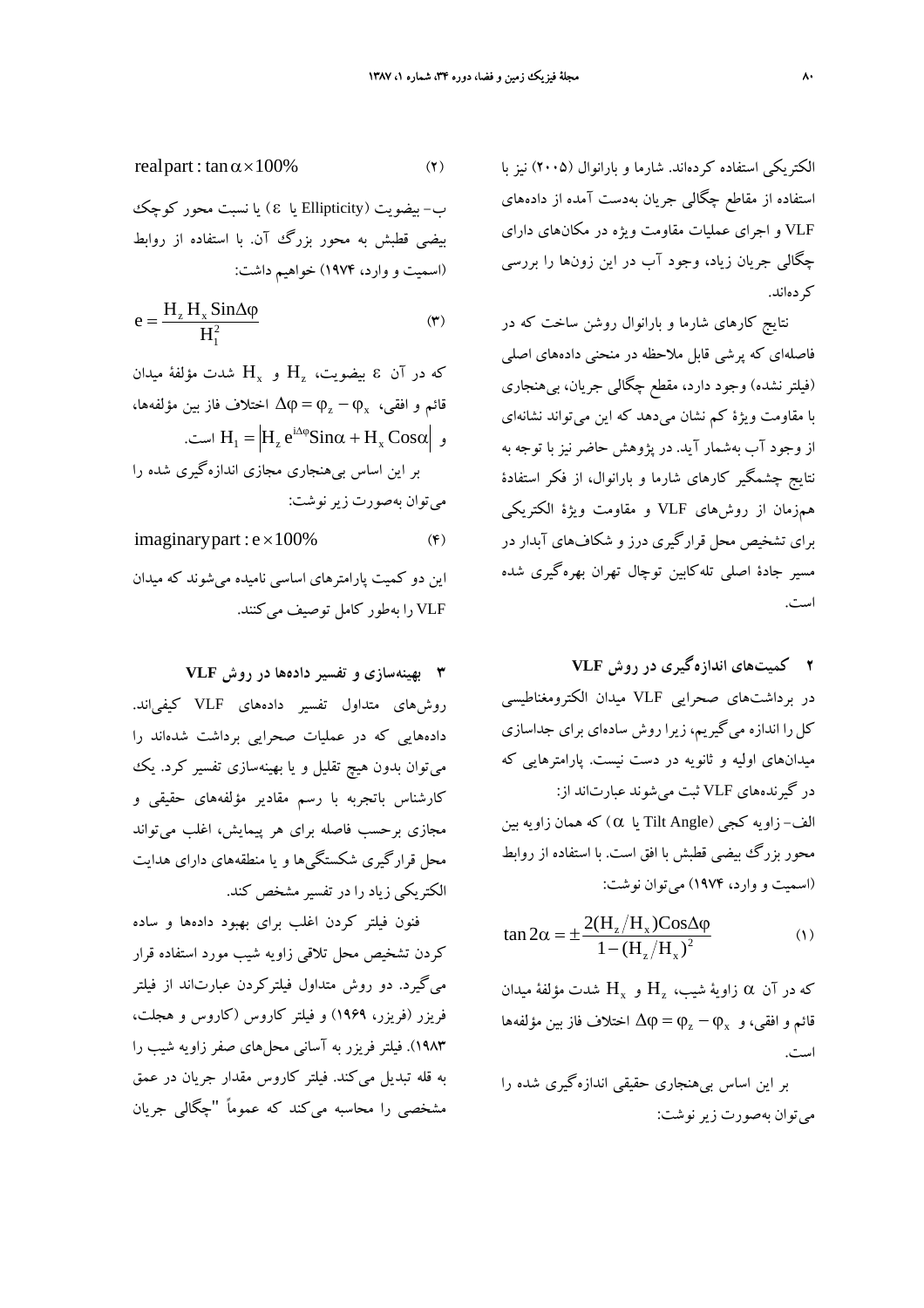الکتریکی استفاده کرده‌اند. شارما و بارانوال (۲۰۰۵) نیز با استفاده از مقاطع چگالی جریان به‌دست آمده از داده‌های VLF و اجرای عملیات مقاومت ویژه در مکان‌های دارای چگالی جریان زیاد، وجود آب در این زون‌ها را بررسی کرده‌اند.

نتایج کارهای شارما و بارانوال روشن ساخت که در فاصله‌ای که پرشی قابل ملاحظه در منحنی داده‌های اصلی (فیلتر نشده) وجود دارد، مقطع چگالی جریان، بی‌هنجاری با مقاومت ویژهٔ کم نشان می‌دهد که این می‌تواند نشانه‌ای از وجود آب به‌شمار آید. در پژوهش حاضر نیز با توجه به نتایج چشمگیر کارهای شارما و بارانوال، از فکر استفادهٔ هم‌زمان از روش‌های VLF و مقاومت ویژهٔ الکتریکی برای تشخیص محل قرارگیری درز و شکاف‌های آبدار در مسیر جادهٔ اصلی تله‌کابین توچال تهران بهره‌گیری شده است.

## ۲ کمیت‌های اندازه‌گیری در روش VLF

در برداشت‌های صحرایی VLF میدان الکترومغناطیسی کل را اندازه می‌گیریم، زیرا روش ساده‌ای برای جداسازی میدان‌های اولیه و ثانویه در دست نیست. پارامترهایی که در گیرنده‌های VLF ثبت می‌شوند عبارت‌اند از:

الف- زاویه کجی (Tilt Angle یا $\alpha$) که همان زاویه بین محور بزرگ بیضی قطبش با افق است. با استفاده از روابط (اسمیت و وارد، ۱۹۷۴) می‌توان نوشت:

$$\tan 2\alpha = \pm \frac{2(H_z/H_x)\text{Cos}\Delta\varphi}{1-(H_z/H_x)^2} \quad (۱)$$

که در آن $\alpha$ زاویهٔ شیب، $H_z$ و $H_x$ شدت مؤلفهٔ میدان قائم و افقی، و $\Delta\varphi = \varphi_z - \varphi_x$ اختلاف فاز بین مؤلفه‌ها است.

بر این اساس بی‌هنجاری حقیقی اندازه‌گیری شده را می‌توان به‌صورت زیر نوشت:

$$\text{real part} : \tan\alpha \times 100\% \quad (۲)$$

ب- بیضویت (Ellipticity یا $\varepsilon$) یا نسبت محور کوچک بیضی قطبش به محور بزرگ آن. با استفاده از روابط (اسمیت و وارد، ۱۹۷۴) خواهیم داشت:

$$e = \frac{H_z H_x \text{Sin}\Delta\varphi}{H_1^2} \quad (۳)$$

که در آن $\varepsilon$ بیضویت، $H_z$ و $H_x$ شدت مؤلفهٔ میدان قائم و افقی، $\Delta\varphi = \varphi_z - \varphi_x$ اختلاف فاز بین مؤلفه‌ها، و $H_1 = \left|H_z e^{i\Delta\varphi}\text{Sin}\alpha + H_x \text{Cos}\alpha\right|$ است.

بر این اساس بی‌هنجاری مجازی اندازه‌گیری شده را می‌توان به‌صورت زیر نوشت:

$$\text{imaginary part} : e \times 100\% \quad (۴)$$

این دو کمیت پارامترهای اساسی نامیده می‌شوند که میدان VLF را به‌طور کامل توصیف می‌کنند.

## ۳ بهینه‌سازی و تفسیر داده‌ها در روش VLF

روش‌های متداول تفسیر داده‌های VLF کیفی‌اند. داده‌هایی که در عملیات صحرایی برداشت شده‌اند را می‌توان بدون هیچ تقلیل و یا بهینه‌سازی تفسیر کرد. یک کارشناس باتجربه با رسم مقادیر مؤلفه‌های حقیقی و مجازی برحسب فاصله برای هر پیمایش، اغلب می‌تواند محل قرارگیری شکستگی‌ها و یا منطقه‌های دارای هدایت الکتریکی زیاد را در تفسیر مشخص کند.

فنون فیلتر کردن اغلب برای بهبود داده‌ها و ساده کردن تشخیص محل تلاقی زاویه شیب مورد استفاده قرار می‌گیرد. دو روش متداول فیلترکردن عبارت‌اند از فیلتر فریزر (فریزر، ۱۹۶۹) و فیلتر کاروس (کاروس و هجلت، ۱۹۸۳). فیلتر فریزر به آسانی محل‌های صفر زاویه شیب را به قله تبدیل می‌کند. فیلتر کاروس مقدار جریان در عمق مشخصی را محاسبه می‌کند که عموماً "چگالی جریان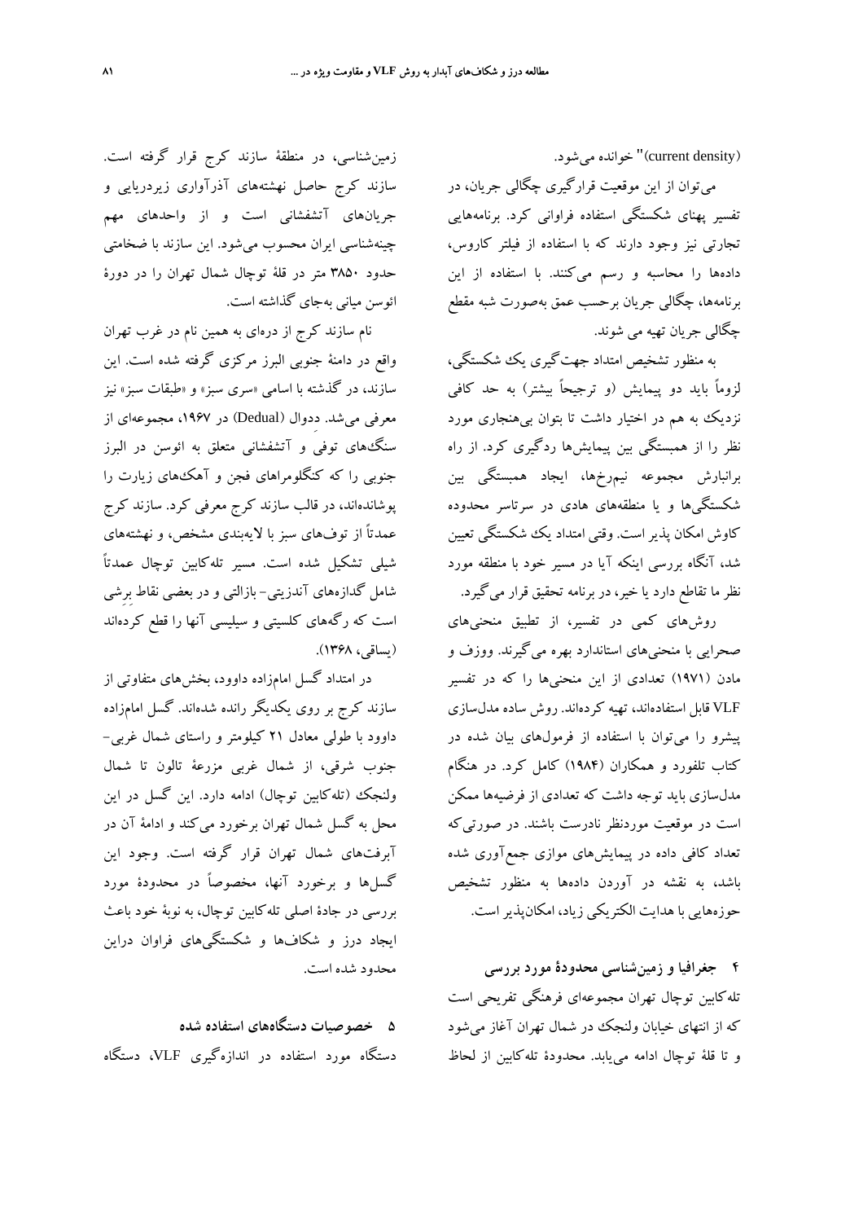(current density)" خوانده می‌شود.

می‌توان از این موقعیت قرارگیری چگالی جریان، در تفسیر پهنای شکستگی استفاده فراوانی کرد. برنامه‌هایی تجارتی نیز وجود دارند که با استفاده از فیلتر کاروس، داده‌ها را محاسبه و رسم می‌کنند. با استفاده از این برنامه‌ها، چگالی جریان برحسب عمق به‌صورت شبه مقطع چگالی جریان تهیه می شوند.

به منظور تشخیص امتداد جهت‌گیری یک شکستگی، لزوماً باید دو پیمایش (و ترجیحاً بیشتر) به حد کافی نزدیک به هم در اختیار داشت تا بتوان بی‌هنجاری مورد نظر را از همبستگی بین پیمایش‌ها ردگیری کرد. از راه برانبارش مجموعه نیم‌رخ‌ها، ایجاد همبستگی بین شکستگی‌ها و یا منطقه‌های هادی در سرتاسر محدوده کاوش امکان پذیر است. وقتی امتداد یک شکستگی تعیین شد، آنگاه بررسی اینکه آیا در مسیر خود با منطقه مورد نظر ما تقاطع دارد یا خیر، در برنامه تحقیق قرار می‌گیرد.

روش‌های کمی در تفسیر، از تطبیق منحنی‌های صحرایی با منحنی‌های استاندارد بهره می‌گیرند. ووزف و مادن (۱۹۷۱) تعدادی از این منحنی‌ها را که در تفسیر VLF قابل استفاده‌اند، تهیه کرده‌اند. روش ساده مدل‌سازی پیشرو را می‌توان با استفاده از فرمول‌های بیان شده در کتاب تلفورد و همکاران (۱۹۸۴) کامل کرد. در هنگام مدل‌سازی باید توجه داشت که تعدادی از فرضیه‌ها ممکن است در موقعیت موردنظر نادرست باشند. در صورتی‌که تعداد کافی داده در پیمایش‌های موازی جمع‌آوری شده باشد، به نقشه در آوردن داده‌ها به منظور تشخیص حوزه‌هایی با هدایت الکتریکی زیاد، امکان‌پذیر است.

## ۴ جغرافیا و زمین‌شناسی محدودهٔ مورد بررسی

تله‌کابین توچال تهران مجموعه‌ای فرهنگی تفریحی است که از انتهای خیابان ولنجک در شمال تهران آغاز می‌شود و تا قلهٔ توچال ادامه می‌یابد. محدودهٔ تله‌کابین از لحاظ زمین‌شناسی، در منطقهٔ سازند کرج قرار گرفته است. سازند کرج حاصل نهشته‌های آذرآواری زیردریایی و جریان‌های آتشفشانی است و از واحدهای مهم چینه‌شناسی ایران محسوب می‌شود. این سازند با ضخامتی حدود ۳۸۵۰ متر در قلهٔ توچال شمال تهران را در دورهٔ ائوسن میانی به‌جای گذاشته است.

نام سازند کرج از دره‌ای به همین نام در غرب تهران واقع در دامنهٔ جنوبی البرز مرکزی گرفته شده است. این سازند، در گذشته با اسامی «سری سبز» و «طبقات سبز» نیز معرفی می‌شد. ددوال (Dedual) در ۱۹۶۷، مجموعه‌ای از سنگ‌های توفی و آتشفشانی متعلق به ائوسن در البرز جنوبی را که کنگلومراهای فجن و آهک‌های زیارت را پوشانده‌اند، در قالب سازند کرج معرفی کرد. سازند کرج عمدتاً از توف‌های سبز با لایه‌بندی مشخص، و نهشته‌های شیلی تشکیل شده است. مسیر تله‌کابین توچال عمدتاً شامل گدازه‌های آندزیتی- بازالتی و در بعضی نقاط برشی است که رگه‌های کلسیتی و سیلیسی آنها را قطع کرده‌اند (یساقی، ۱۳۶۸).

در امتداد گسل امامزاده داوود، بخش‌های متفاوتی از سازند کرج بر روی یکدیگر رانده شده‌اند. گسل امامزاده داوود با طولی معادل ۲۱ کیلومتر و راستای شمال غربی- جنوب شرقی، از شمال غربی مزرعهٔ تالون تا شمال ولنجک (تله‌کابین توچال) ادامه دارد. این گسل در این محل به گسل شمال تهران برخورد می‌کند و ادامهٔ آن در آبرفت‌های شمال تهران قرار گرفته است. وجود این گسل‌ها و برخورد آنها، مخصوصاً در محدودهٔ مورد بررسی در جادهٔ اصلی تله‌کابین توچال، به نوبهٔ خود باعث ایجاد درز و شکاف‌ها و شکستگی‌های فراوان دراین محدود شده است.

## ۵ خصوصیات دستگاه‌های استفاده شده

دستگاه مورد استفاده در اندازه‌گیری VLF، دستگاه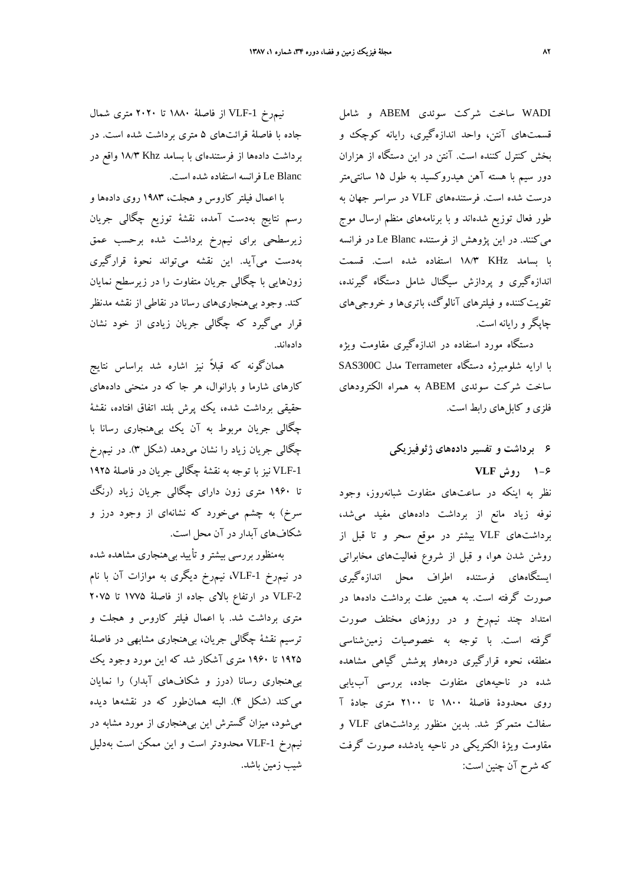WADI ساخت شرکت سوئدی ABEM و شامل قسمت‌های آنتن، واحد اندازه‌گیری، رایانه کوچک و بخش کنترل کننده است. آنتن در این دستگاه از هزاران دور سیم با هسته آهن هیدروکسید به طول ۱۵ سانتی‌متر درست شده است. فرستنده‌های VLF در سراسر جهان به طور فعال توزیع شده‌اند و با برنامه‌های منظم ارسال موج می‌کنند. در این پژوهش از فرستنده Le Blanc در فرانسه با بسامد ۱۸/۳ KHz استفاده شده است. قسمت اندازه‌گیری و پردازش سیگنال شامل دستگاه گیرنده، تقویت‌کننده و فیلترهای آنالوگ، باتری‌ها و خروجی‌های چاپگر و رایانه است.

دستگاه مورد استفاده در اندازه‌گیری مقاومت ویژه با ارایه شلومبرژه دستگاه Terrameter مدل SAS300C ساخت شرکت سوئدی ABEM به همراه الکترودهای فلزی و کابل‌های رابط است.

## ۶ برداشت و تفسیر داده‌های ژئوفیزیکی

### ۶-۱ روش VLF

نظر به اینکه در ساعت‌های متفاوت شبانه‌روز، وجود نوفه زیاد مانع از برداشت داده‌های مفید می‌شد، برداشت‌های VLF بیشتر در موقع سحر و تا قبل از روشن شدن هوا، و قبل از شروع فعالیت‌های مخابراتی ایستگاه‌های فرستنده اطراف محل اندازه‌گیری صورت گرفته است. به همین علت برداشت داده‌ها در امتداد چند نیم‌رخ و در روزهای مختلف صورت گرفته است. با توجه به خصوصیات زمین‌شناسی منطقه، نحوه قرارگیری دره‌هاو پوشش گیاهی مشاهده شده در ناحیه‌های متفاوت جاده، بررسی آب‌یابی روی محدودهٔ فاصلهٔ ۱۸۰۰ تا ۲۱۰۰ متری جادهٔ آ سفالت متمرکز شد. بدین منظور برداشت‌های VLF و مقاومت ویژهٔ الکتریکی در ناحیه یادشده صورت گرفت که شرح آن چنین است:

نیم‌رخ VLF-1 از فاصلهٔ ۱۸۸۰ تا ۲۰۲۰ متری شمال جاده با فاصلهٔ قرائت‌های ۵ متری برداشت شده است. در برداشت داده‌ها از فرستنده‌ای با بسامد ۱۸/۳ Khz واقع در Le Blanc فرانسه استفاده شده است.

با اعمال فیلتر کاروس و هجلت، ۱۹۸۳ روی داده‌ها و رسم نتایج به‌دست آمده، نقشهٔ توزیع چگالی جریان زیرسطحی برای نیم‌رخ برداشت شده برحسب عمق به‌دست می‌آید. این نقشه می‌تواند نحوهٔ قرارگیری زون‌هایی با چگالی جریان متفاوت را در زیرسطح نمایان کند. وجود بی‌هنجاری‌های رسانا در نقاطی از نقشه مدنظر قرار می‌گیرد که چگالی جریان زیادی از خود نشان داده‌اند.

همان‌گونه که قبلاً نیز اشاره شد براساس نتایج کارهای شارما و بارانوال، هر جا که در منحنی داده‌های حقیقی برداشت شده، یک پرش بلند اتفاق افتاده، نقشهٔ چگالی جریان مربوط به آن یک بی‌هنجاری رسانا با چگالی جریان زیاد را نشان می‌دهد (شکل ۳). در نیم‌رخ VLF-1 نیز با توجه به نقشهٔ چگالی جریان در فاصلهٔ ۱۹۲۵ تا ۱۹۶۰ متری زون دارای چگالی جریان زیاد (رنگ سرخ) به چشم می‌خورد که نشانه‌ای از وجود درز و شکاف‌های آبدار در آن محل است.

به‌منظور بررسی بیشتر و تأیید بی‌هنجاری مشاهده شده در نیم‌رخ VLF-1، نیم‌رخ دیگری به موازات آن با نام VLF-2 در ارتفاع بالای جاده از فاصلهٔ ۱۷۷۵ تا ۲۰۷۵ متری برداشت شد. با اعمال فیلتر کاروس و هجلت و ترسیم نقشهٔ چگالی جریان، بی‌هنجاری مشابهی در فاصلهٔ ۱۹۲۵ تا ۱۹۶۰ متری آشکار شد که این مورد وجود یک بی‌هنجاری رسانا (درز و شکاف‌های آبدار) را نمایان می‌کند (شکل ۴). البته همان‌طور که در نقشه‌ها دیده می‌شود، میزان گسترش این بی‌هنجاری از مورد مشابه در نیم‌رخ VLF-1 محدودتر است و این ممکن است به‌دلیل شیب زمین باشد.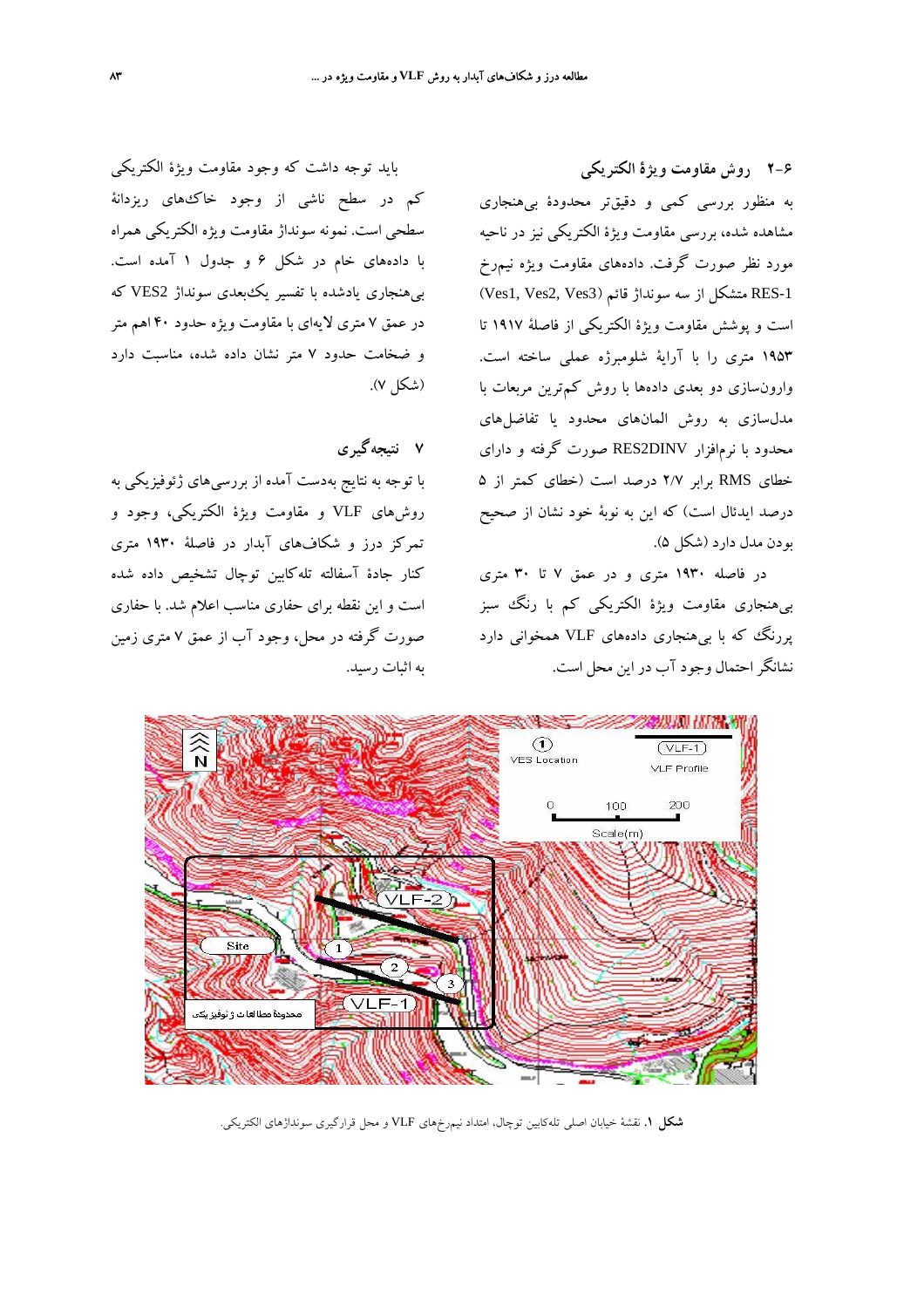## ۶-۲ روش مقاومت ویژهٔ الکتریکی

به منظور بررسی کمی و دقیق‌تر محدودهٔ بی‌هنجاری مشاهده شده، بررسی مقاومت ویژهٔ الکتریکی نیز در ناحیه مورد نظر صورت گرفت. داده‌های مقاومت ویژه نیم‌رخ RES-1 متشکل از سه سونداژ قائم (Ves1, Ves2, Ves3) است و پوشش مقاومت ویژهٔ الکتریکی از فاصلهٔ ۱۹۱۷ تا ۱۹۵۳ متری را با آرایهٔ شلومبرژه عملی ساخته است. وارون‌سازی دو بعدی داده‌ها با روش کم‌ترین مربعات با مدل‌سازی به روش المان‌های محدود یا تفاضل‌های محدود با نرم‌افزار RES2DINV صورت گرفته و دارای خطای RMS برابر ۲/۷ درصد است (خطای کمتر از ۵ درصد ایدئال است) که این به نوبهٔ خود نشان از صحیح بودن مدل دارد (شکل ۵).

در فاصله ۱۹۳۰ متری و در عمق ۷ تا ۳۰ متری بی‌هنجاری مقاومت ویژهٔ الکتریکی کم با رنگ سبز پررنگ که با بی‌هنجاری داده‌های VLF همخوانی دارد نشانگر احتمال وجود آب در این محل است.

باید توجه داشت که وجود مقاومت ویژهٔ الکتریکی کم در سطح ناشی از وجود خاک‌های ریزدانهٔ سطحی است. نمونه سونداژ مقاومت ویژه الکتریکی همراه با داده‌های خام در شکل ۶ و جدول ۱ آمده است. بی‌هنجاری یادشده با تفسیر یک‌بعدی سونداژ VES2 که در عمق ۷ متری لایه‌ای با مقاومت ویژه حدود ۴۰ اهم متر و ضخامت حدود ۷ متر نشان داده شده، مناسبت دارد (شکل ۷).

## ۷ نتیجه‌گیری

با توجه به نتایج به‌دست آمده از بررسی‌های ژئوفیزیکی به روش‌های VLF و مقاومت ویژهٔ الکتریکی، وجود و تمرکز درز و شکاف‌های آبدار در فاصلهٔ ۱۹۳۰ متری کنار جادهٔ آسفالته تله‌کابین توچال تشخیص داده شده است و این نقطه برای حفاری مناسب اعلام شد. با حفاری صورت گرفته در محل، وجود آب از عمق ۷ متری زمین به اثبات رسید.

**شکل ۱.** نقشهٔ خیابان اصلی تله‌کابین توچال، امتداد نیم‌رخ‌های VLF و محل قرارگیری سونداژهای الکتریکی.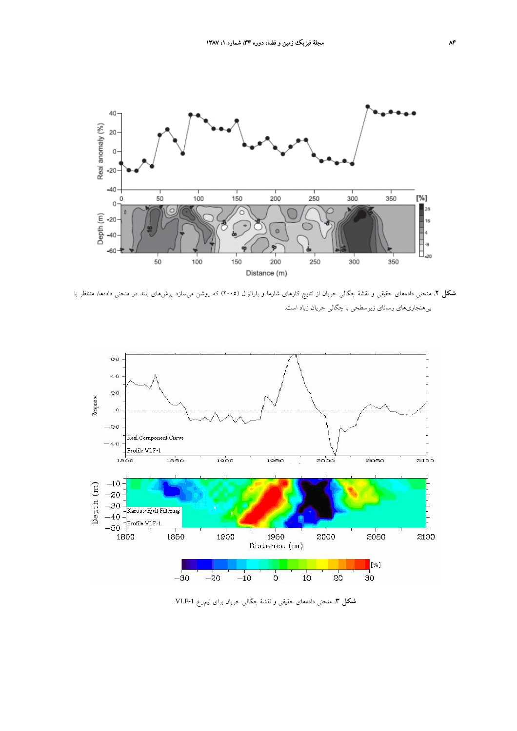**شکل ۲.** منحنی داده‌های حقیقی و نقشهٔ چگالی جریان از نتایج کارهای شارما و باراتوال (۲۰۰۵) که روشن می‌سازد پرش‌های بلند در منحنی داده‌ها، متناظر با بی‌هنجاری‌های رسانای زیرسطحی با چگالی جریان زیاد است.

**شکل ۳.** منحنی داده‌های حقیقی و نقشهٔ چگالی جریان برای نیمرخ VLF-1.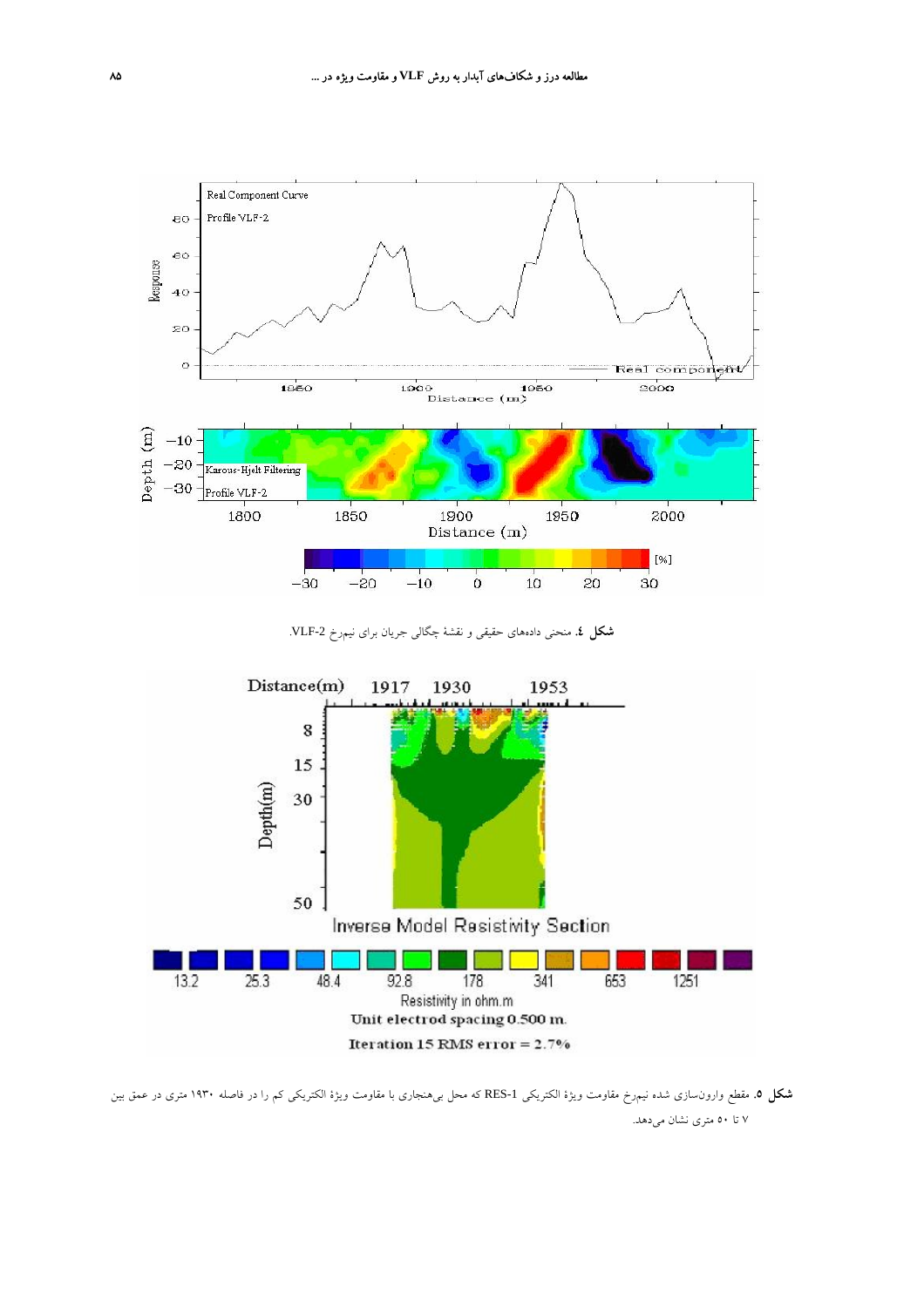**شکل ٤.** منحنی داده‌های حقیقی و نقشهٔ چگالی جریان برای نیمرخ VLF-2.

**شکل ٥.** مقطع وارون‌سازی شده نیمرخ مقاومت ویژهٔ الکتریکی RES-1 که محل بی‌هنجاری با مقاومت ویژهٔ الکتریکی کم را در فاصله ۱۹۳۰ متری در عمق بین ۷ تا ۵۰ متری نشان می‌دهد.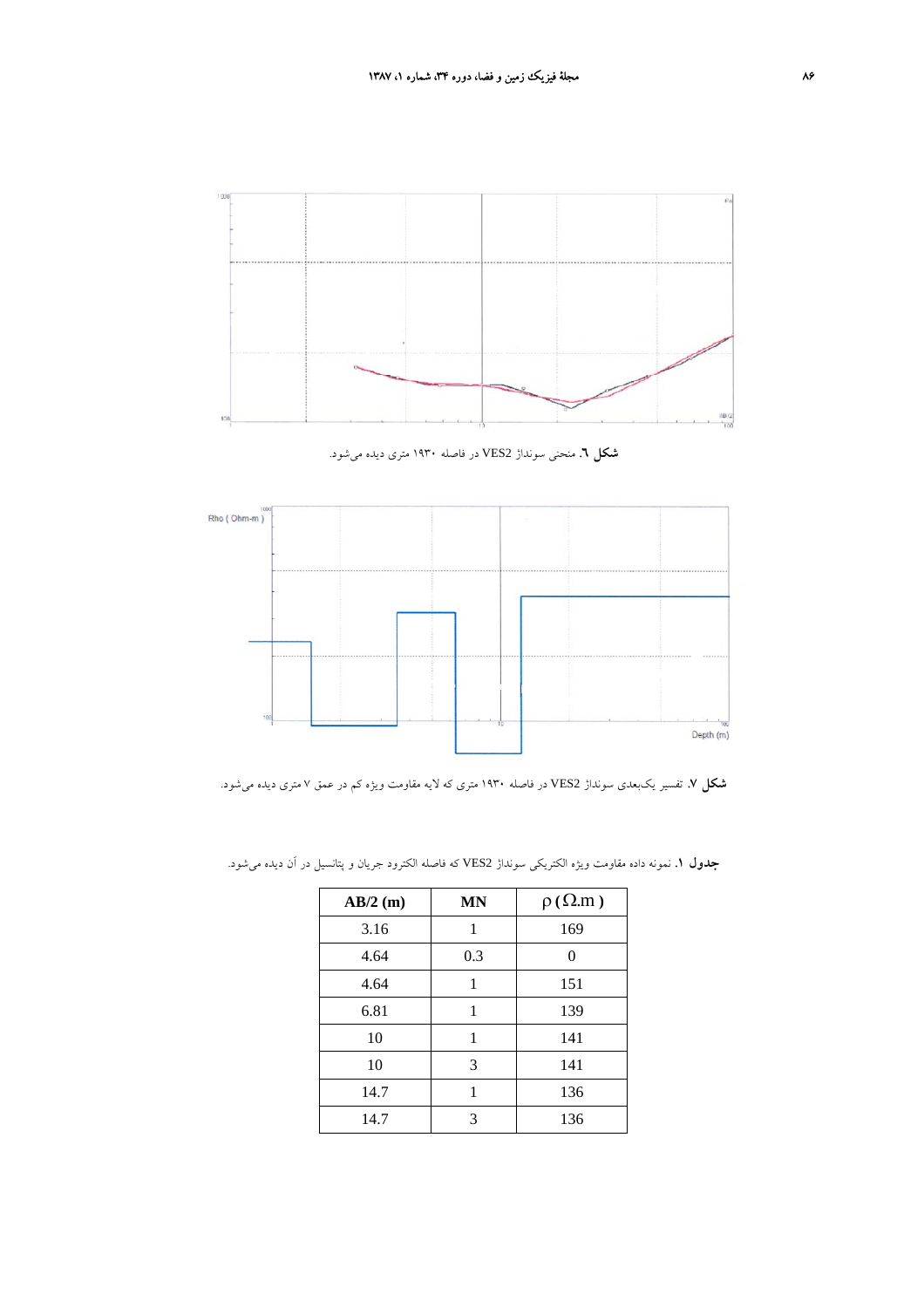**شکل ٦.** منحنی سونداژ VES2 در فاصله ۱۹۳۰ متری دیده می‌شود.

**شکل ۷.** تفسیر یک‌بعدی سونداژ VES2 در فاصله ۱۹۳۰ متری که لایه مقاومت ویژه کم در عمق ۷ متری دیده می‌شود.

**جدول ۱.** نمونه داده مقاومت ویژه الکتریکی سونداژ VES2 که فاصله الکترود جریان و پتانسیل در آن دیده می‌شود.

| AB/2 (m) | MN | $\rho\ (\Omega.m)$ |
|---|---|---|
| 3.16 | 1 | 169 |
| 4.64 | 0.3 | 0 |
| 4.64 | 1 | 151 |
| 6.81 | 1 | 139 |
| 10 | 1 | 141 |
| 10 | 3 | 141 |
| 14.7 | 1 | 136 |
| 14.7 | 3 | 136 |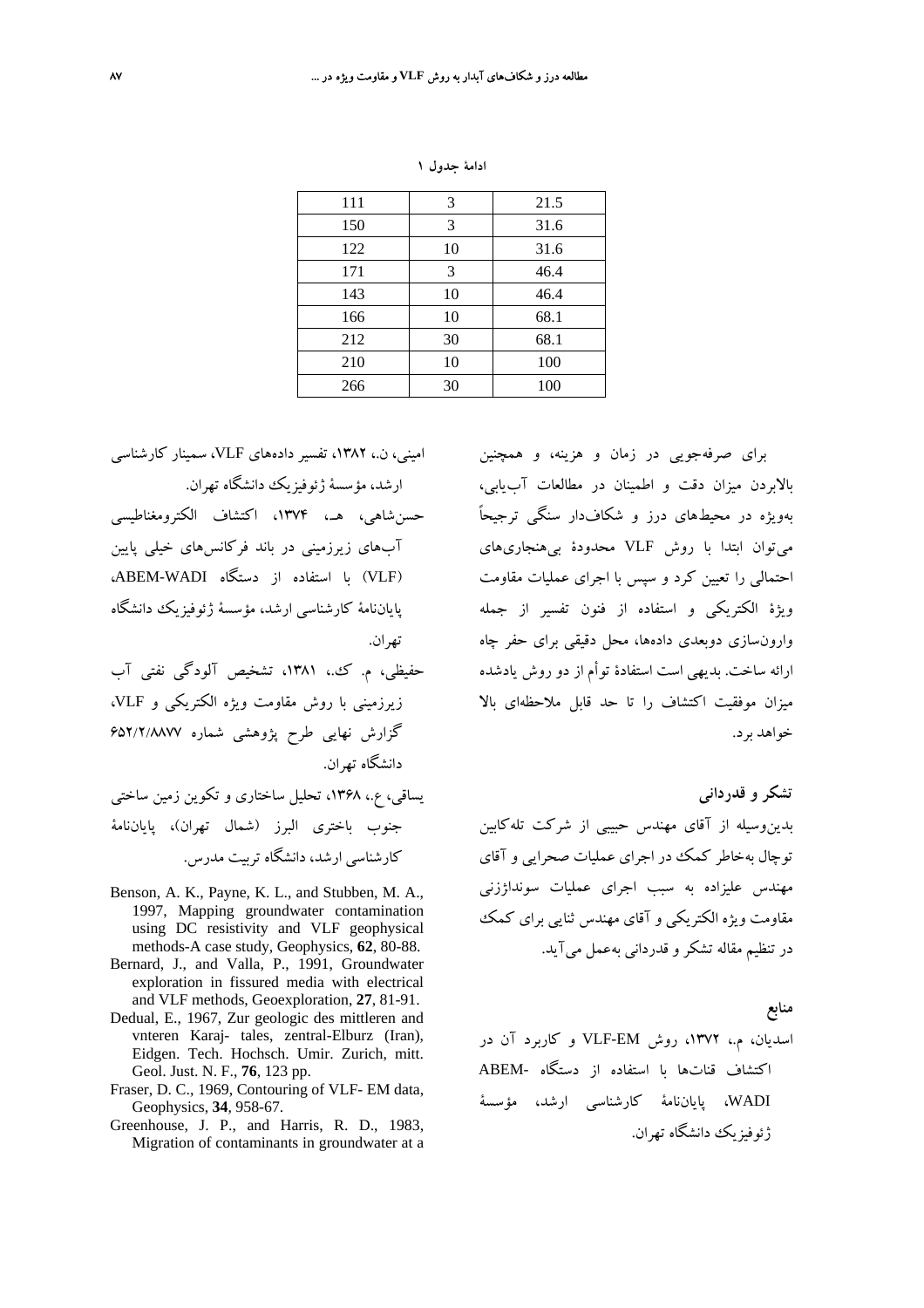ادامهٔ جدول ۱

| 111 | 3 | 21.5 |
|---|---|---|
| 150 | 3 | 31.6 |
| 122 | 10 | 31.6 |
| 171 | 3 | 46.4 |
| 143 | 10 | 46.4 |
| 166 | 10 | 68.1 |
| 212 | 30 | 68.1 |
| 210 | 10 | 100 |
| 266 | 30 | 100 |

برای صرفه‌جویی در زمان و هزینه، و همچنین بالابردن میزان دقت و اطمینان در مطالعات آب‌یابی، به‌ویژه در محیط‌های درز و شکاف‌دار سنگی ترجیحاً می‌توان ابتدا با روش VLF محدودهٔ بی‌هنجاری‌های احتمالی را تعیین کرد و سپس با اجرای عملیات مقاومت ویژهٔ الکتریکی و استفاده از فنون تفسیر از جمله وارون‌سازی دوبعدی داده‌ها، محل دقیقی برای حفر چاه ارائه ساخت. بدیهی است استفادهٔ توأم از دو روش یادشده میزان موفقیت اکتشاف را تا حد قابل ملاحظه‌ای بالا خواهد برد.

## تشکر و قدردانی

بدین‌وسیله از آقای مهندس حبیبی از شرکت تله‌کابین توچال به‌خاطر کمک در اجرای عملیات صحرایی و آقای مهندس علیزاده به سبب اجرای عملیات سونداژزنی مقاومت ویژه الکتریکی و آقای مهندس ثنایی برای کمک در تنظیم مقاله تشکر و قدردانی به‌عمل می‌آید.

## منابع

اسدیان، م.، ۱۳۷۲، روش VLF-EM و کاربرد آن در اکتشاف قنات‌ها با استفاده از دستگاه ABEM-WADI، پایان‌نامهٔ کارشناسی ارشد، مؤسسهٔ ژئوفیزیک دانشگاه تهران.

امینی، ن.، ۱۳۸۲، تفسیر داده‌های VLF، سمینار کارشناسی ارشد، مؤسسهٔ ژئوفیزیک دانشگاه تهران.

حسن‌شاهی، هـ.، ۱۳۷۴، اکتشاف الکترومغناطیسی آب‌های زیرزمینی در باند فرکانس‌های خیلی پایین (VLF) با استفاده از دستگاه ABEM-WADI، پایان‌نامهٔ کارشناسی ارشد، مؤسسهٔ ژئوفیزیک دانشگاه تهران.

حفیظی، م. ک.، ۱۳۸۱، تشخیص آلودگی نفتی آب زیرزمینی با روش مقاومت ویژه الکتریکی و VLF، گزارش نهایی طرح پژوهشی شماره ۶۵۲/۲/۸۸۷۷ دانشگاه تهران.

یساقی، ع.، ۱۳۶۸، تحلیل ساختاری و تکوین زمین ساختی جنوب باختری البرز (شمال تهران)، پایان‌نامهٔ کارشناسی ارشد، دانشگاه تربیت مدرس.

Benson, A. K., Payne, K. L., and Stubben, M. A., 1997, Mapping groundwater contamination using DC resistivity and VLF geophysical methods-A case study, Geophysics, **62**, 80-88.

Bernard, J., and Valla, P., 1991, Groundwater exploration in fissured media with electrical and VLF methods, Geoexploration, **27**, 81-91.

Dedual, E., 1967, Zur geologic des mittleren and vnteren Karaj- tales, zentral-Elburz (Iran), Eidgen. Tech. Hochsch. Umir. Zurich, mitt. Geol. Just. N. F., **76**, 123 pp.

Fraser, D. C., 1969, Contouring of VLF- EM data, Geophysics, **34**, 958-67.

Greenhouse, J. P., and Harris, R. D., 1983, Migration of contaminants in groundwater at a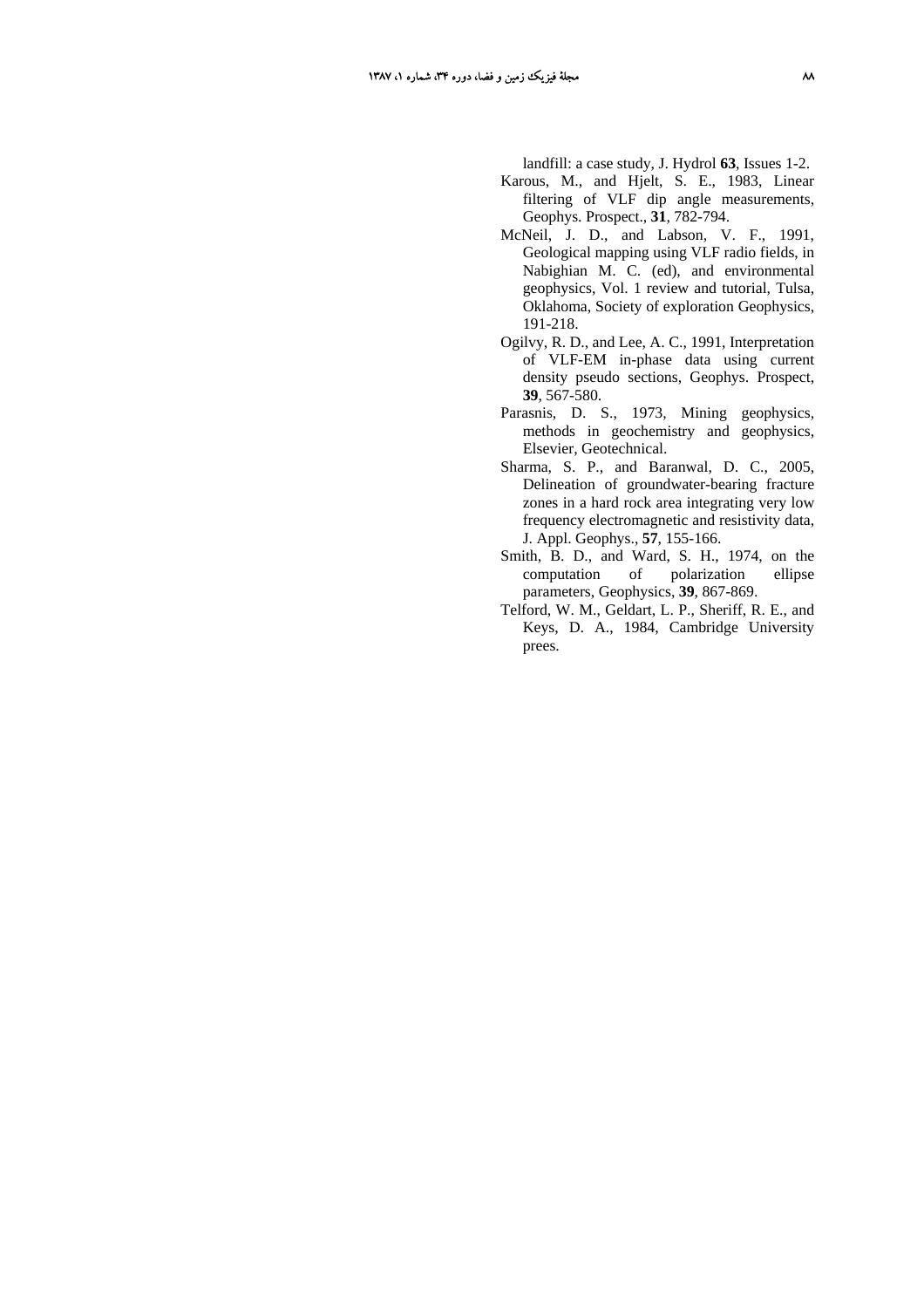landfill: a case study, J. Hydrol **63**, Issues 1-2.

Karous, M., and Hjelt, S. E., 1983, Linear filtering of VLF dip angle measurements, Geophys. Prospect., **31**, 782-794.

McNeil, J. D., and Labson, V. F., 1991, Geological mapping using VLF radio fields, in Nabighian M. C. (ed), and environmental geophysics, Vol. 1 review and tutorial, Tulsa, Oklahoma, Society of exploration Geophysics, 191-218.

Ogilvy, R. D., and Lee, A. C., 1991, Interpretation of VLF-EM in-phase data using current density pseudo sections, Geophys. Prospect, **39**, 567-580.

Parasnis, D. S., 1973, Mining geophysics, methods in geochemistry and geophysics, Elsevier, Geotechnical.

Sharma, S. P., and Baranwal, D. C., 2005, Delineation of groundwater-bearing fracture zones in a hard rock area integrating very low frequency electromagnetic and resistivity data, J. Appl. Geophys., **57**, 155-166.

Smith, B. D., and Ward, S. H., 1974, on the computation of polarization ellipse parameters, Geophysics, **39**, 867-869.

Telford, W. M., Geldart, L. P., Sheriff, R. E., and Keys, D. A., 1984, Cambridge University prees.